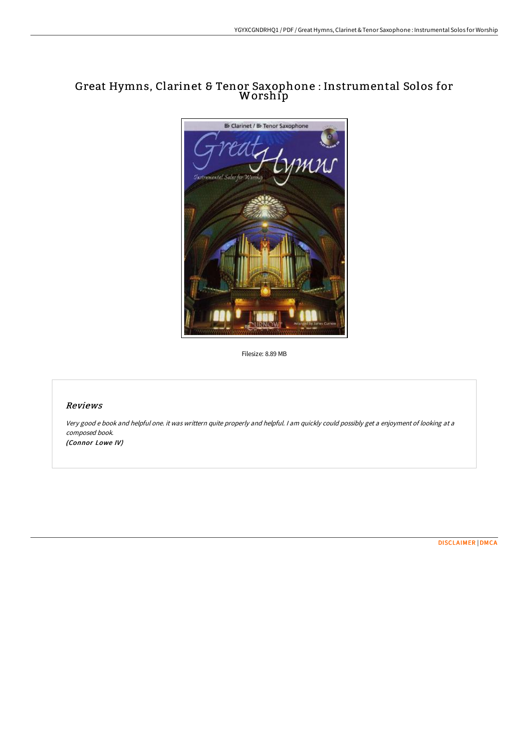# Great Hymns, Clarinet & Tenor Saxophone : Instrumental Solos for Worship

Filesize: 8.89 MB

## *Reviews*

*Very good e book and helpful one. it was writtern quite properly and helpful. I am quickly could possibly get a enjoyment of looking at a composed book.*
*(Connor Lowe IV)*

DISCLAIMER | DMCA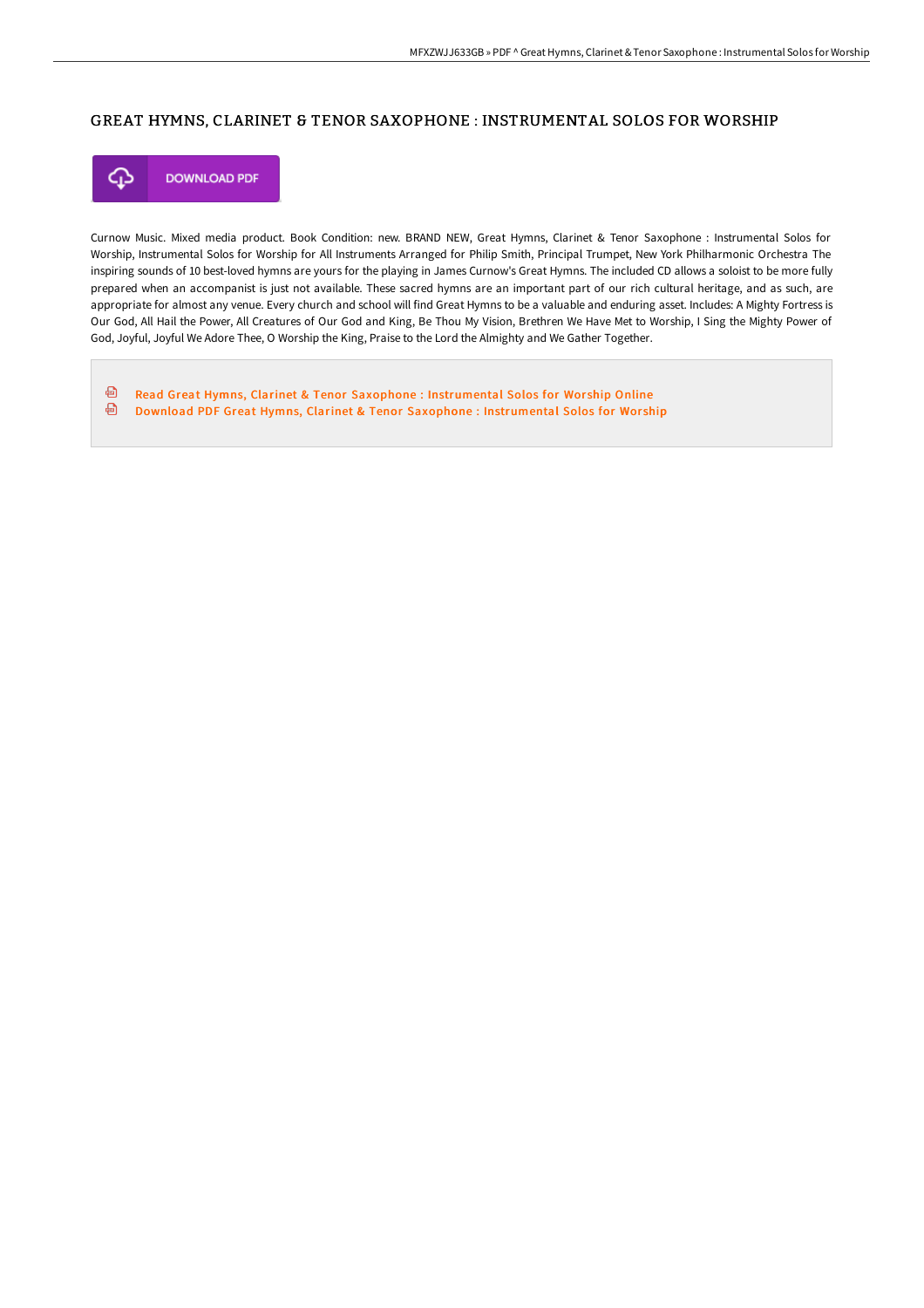## GREAT HYMNS, CLARINET & TENOR SAXOPHONE : INSTRUMENTAL SOLOS FOR WORSHIP

DOWNLOAD PDF

Curnow Music. Mixed media product. Book Condition: new. BRAND NEW, Great Hymns, Clarinet & Tenor Saxophone : Instrumental Solos for Worship, Instrumental Solos for Worship for All Instruments Arranged for Philip Smith, Principal Trumpet, New York Philharmonic Orchestra The inspiring sounds of 10 best-loved hymns are yours for the playing in James Curnow's Great Hymns. The included CD allows a soloist to be more fully prepared when an accompanist is just not available. These sacred hymns are an important part of our rich cultural heritage, and as such, are appropriate for almost any venue. Every church and school will find Great Hymns to be a valuable and enduring asset. Includes: A Mighty Fortress is Our God, All Hail the Power, All Creatures of Our God and King, Be Thou My Vision, Brethren We Have Met to Worship, I Sing the Mighty Power of God, Joyful, Joyful We Adore Thee, O Worship the King, Praise to the Lord the Almighty and We Gather Together.

- Read Great Hymns, Clarinet & Tenor Saxophone : Instrumental Solos for Worship Online
- Download PDF Great Hymns, Clarinet & Tenor Saxophone : Instrumental Solos for Worship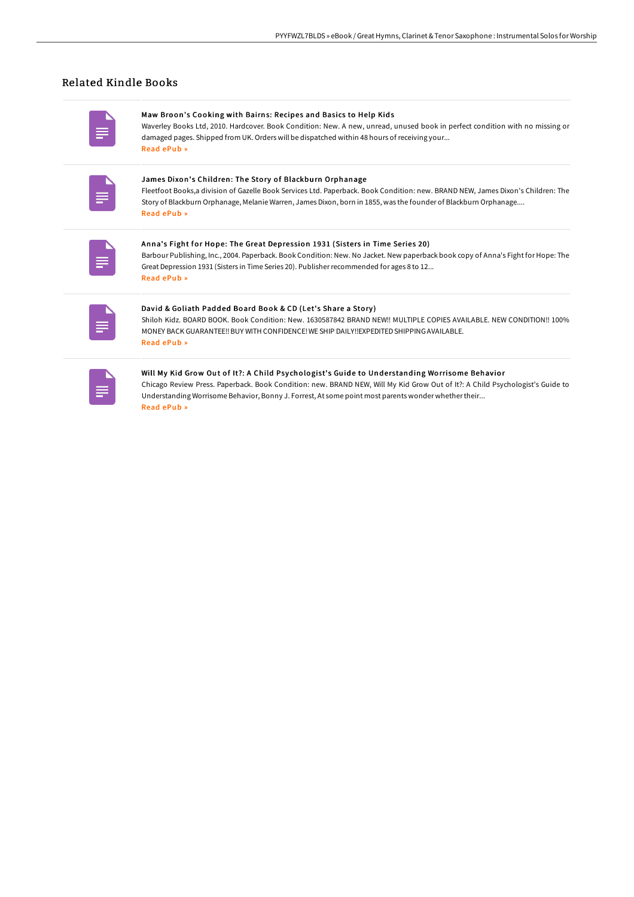## Related Kindle Books

### Maw Broon's Cooking with Bairns: Recipes and Basics to Help Kids

Waverley Books Ltd, 2010. Hardcover. Book Condition: New. A new, unread, unused book in perfect condition with no missing or damaged pages. Shipped from UK. Orders will be dispatched within 48 hours of receiving your...

Read ePub »

### James Dixon's Children: The Story of Blackburn Orphanage

Fleetfoot Books,a division of Gazelle Book Services Ltd. Paperback. Book Condition: new. BRAND NEW, James Dixon's Children: The Story of Blackburn Orphanage, Melanie Warren, James Dixon, born in 1855, was the founder of Blackburn Orphanage....

Read ePub »

### Anna's Fight for Hope: The Great Depression 1931 (Sisters in Time Series 20)

Barbour Publishing, Inc., 2004. Paperback. Book Condition: New. No Jacket. New paperback book copy of Anna's Fight for Hope: The Great Depression 1931 (Sisters in Time Series 20). Publisher recommended for ages 8 to 12...

Read ePub »

### David & Goliath Padded Board Book & CD (Let's Share a Story)

Shiloh Kidz. BOARD BOOK. Book Condition: New. 1630587842 BRAND NEW!! MULTIPLE COPIES AVAILABLE. NEW CONDITION!! 100% MONEY BACK GUARANTEE!! BUY WITH CONFIDENCE! WE SHIP DAILY!!EXPEDITED SHIPPING AVAILABLE.

Read ePub »

### Will My Kid Grow Out of It?: A Child Psychologist's Guide to Understanding Worrisome Behavior

Chicago Review Press. Paperback. Book Condition: new. BRAND NEW, Will My Kid Grow Out of It?: A Child Psychologist's Guide to Understanding Worrisome Behavior, Bonny J. Forrest, At some point most parents wonder whether their...

Read ePub »